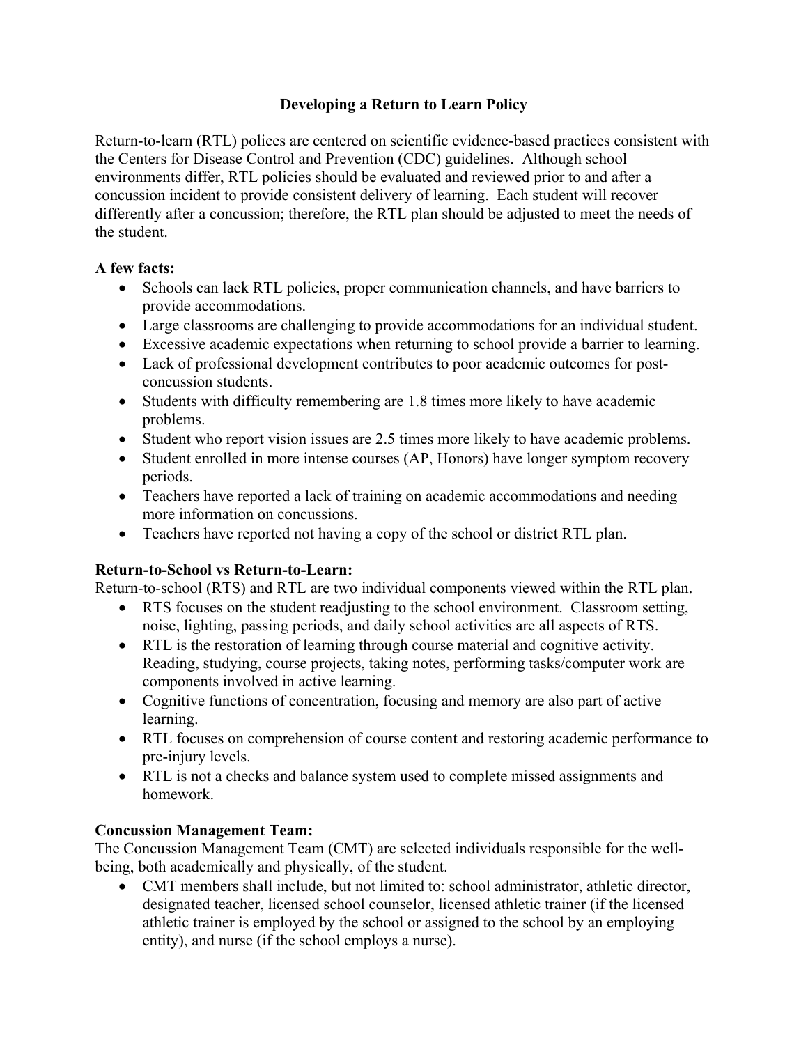# Developing a Return to Learn Policy

Return-to-learn (RTL) polices are centered on scientific evidence-based practices consistent with the Centers for Disease Control and Prevention (CDC) guidelines. Although school environments differ, RTL policies should be evaluated and reviewed prior to and after a concussion incident to provide consistent delivery of learning. Each student will recover differently after a concussion; therefore, the RTL plan should be adjusted to meet the needs of the student.

**A few facts:**

- Schools can lack RTL policies, proper communication channels, and have barriers to provide accommodations.
- Large classrooms are challenging to provide accommodations for an individual student.
- Excessive academic expectations when returning to school provide a barrier to learning.
- Lack of professional development contributes to poor academic outcomes for post-concussion students.
- Students with difficulty remembering are 1.8 times more likely to have academic problems.
- Student who report vision issues are 2.5 times more likely to have academic problems.
- Student enrolled in more intense courses (AP, Honors) have longer symptom recovery periods.
- Teachers have reported a lack of training on academic accommodations and needing more information on concussions.
- Teachers have reported not having a copy of the school or district RTL plan.

**Return-to-School vs Return-to-Learn:**

Return-to-school (RTS) and RTL are two individual components viewed within the RTL plan.

- RTS focuses on the student readjusting to the school environment. Classroom setting, noise, lighting, passing periods, and daily school activities are all aspects of RTS.
- RTL is the restoration of learning through course material and cognitive activity. Reading, studying, course projects, taking notes, performing tasks/computer work are components involved in active learning.
- Cognitive functions of concentration, focusing and memory are also part of active learning.
- RTL focuses on comprehension of course content and restoring academic performance to pre-injury levels.
- RTL is not a checks and balance system used to complete missed assignments and homework.

**Concussion Management Team:**

The Concussion Management Team (CMT) are selected individuals responsible for the well-being, both academically and physically, of the student.

- CMT members shall include, but not limited to: school administrator, athletic director, designated teacher, licensed school counselor, licensed athletic trainer (if the licensed athletic trainer is employed by the school or assigned to the school by an employing entity), and nurse (if the school employs a nurse).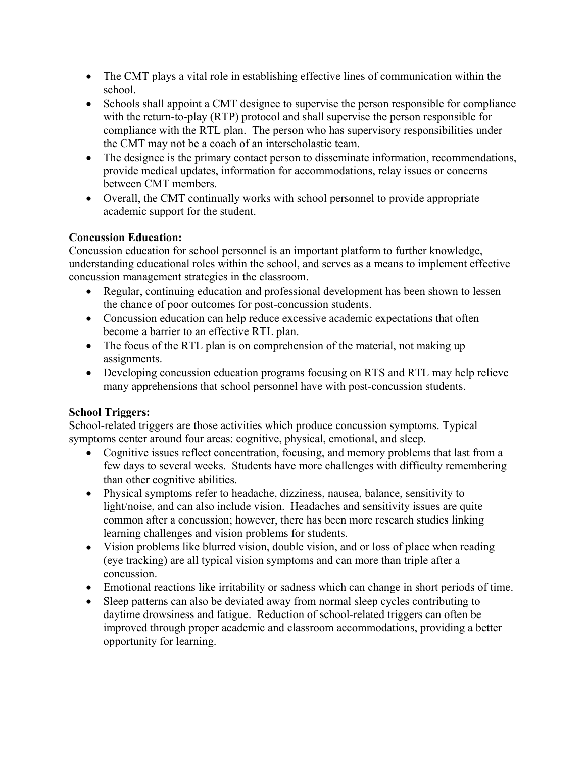- The CMT plays a vital role in establishing effective lines of communication within the school.
- Schools shall appoint a CMT designee to supervise the person responsible for compliance with the return-to-play (RTP) protocol and shall supervise the person responsible for compliance with the RTL plan. The person who has supervisory responsibilities under the CMT may not be a coach of an interscholastic team.
- The designee is the primary contact person to disseminate information, recommendations, provide medical updates, information for accommodations, relay issues or concerns between CMT members.
- Overall, the CMT continually works with school personnel to provide appropriate academic support for the student.

**Concussion Education:**
Concussion education for school personnel is an important platform to further knowledge, understanding educational roles within the school, and serves as a means to implement effective concussion management strategies in the classroom.

- Regular, continuing education and professional development has been shown to lessen the chance of poor outcomes for post-concussion students.
- Concussion education can help reduce excessive academic expectations that often become a barrier to an effective RTL plan.
- The focus of the RTL plan is on comprehension of the material, not making up assignments.
- Developing concussion education programs focusing on RTS and RTL may help relieve many apprehensions that school personnel have with post-concussion students.

**School Triggers:**
School-related triggers are those activities which produce concussion symptoms. Typical symptoms center around four areas: cognitive, physical, emotional, and sleep.

- Cognitive issues reflect concentration, focusing, and memory problems that last from a few days to several weeks. Students have more challenges with difficulty remembering than other cognitive abilities.
- Physical symptoms refer to headache, dizziness, nausea, balance, sensitivity to light/noise, and can also include vision. Headaches and sensitivity issues are quite common after a concussion; however, there has been more research studies linking learning challenges and vision problems for students.
- Vision problems like blurred vision, double vision, and or loss of place when reading (eye tracking) are all typical vision symptoms and can more than triple after a concussion.
- Emotional reactions like irritability or sadness which can change in short periods of time.
- Sleep patterns can also be deviated away from normal sleep cycles contributing to daytime drowsiness and fatigue. Reduction of school-related triggers can often be improved through proper academic and classroom accommodations, providing a better opportunity for learning.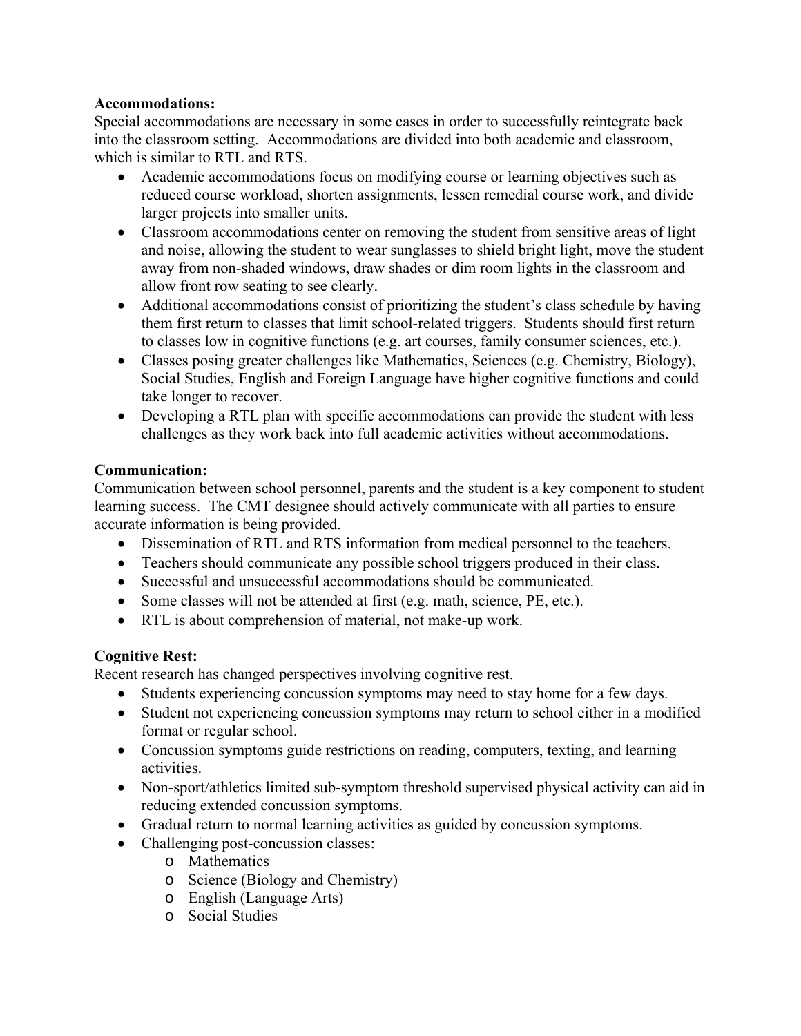**Accommodations:**
Special accommodations are necessary in some cases in order to successfully reintegrate back into the classroom setting. Accommodations are divided into both academic and classroom, which is similar to RTL and RTS.

- Academic accommodations focus on modifying course or learning objectives such as reduced course workload, shorten assignments, lessen remedial course work, and divide larger projects into smaller units.
- Classroom accommodations center on removing the student from sensitive areas of light and noise, allowing the student to wear sunglasses to shield bright light, move the student away from non-shaded windows, draw shades or dim room lights in the classroom and allow front row seating to see clearly.
- Additional accommodations consist of prioritizing the student's class schedule by having them first return to classes that limit school-related triggers. Students should first return to classes low in cognitive functions (e.g. art courses, family consumer sciences, etc.).
- Classes posing greater challenges like Mathematics, Sciences (e.g. Chemistry, Biology), Social Studies, English and Foreign Language have higher cognitive functions and could take longer to recover.
- Developing a RTL plan with specific accommodations can provide the student with less challenges as they work back into full academic activities without accommodations.

**Communication:**
Communication between school personnel, parents and the student is a key component to student learning success. The CMT designee should actively communicate with all parties to ensure accurate information is being provided.

- Dissemination of RTL and RTS information from medical personnel to the teachers.
- Teachers should communicate any possible school triggers produced in their class.
- Successful and unsuccessful accommodations should be communicated.
- Some classes will not be attended at first (e.g. math, science, PE, etc.).
- RTL is about comprehension of material, not make-up work.

**Cognitive Rest:**
Recent research has changed perspectives involving cognitive rest.

- Students experiencing concussion symptoms may need to stay home for a few days.
- Student not experiencing concussion symptoms may return to school either in a modified format or regular school.
- Concussion symptoms guide restrictions on reading, computers, texting, and learning activities.
- Non-sport/athletics limited sub-symptom threshold supervised physical activity can aid in reducing extended concussion symptoms.
- Gradual return to normal learning activities as guided by concussion symptoms.
- Challenging post-concussion classes:
  - Mathematics
  - Science (Biology and Chemistry)
  - English (Language Arts)
  - Social Studies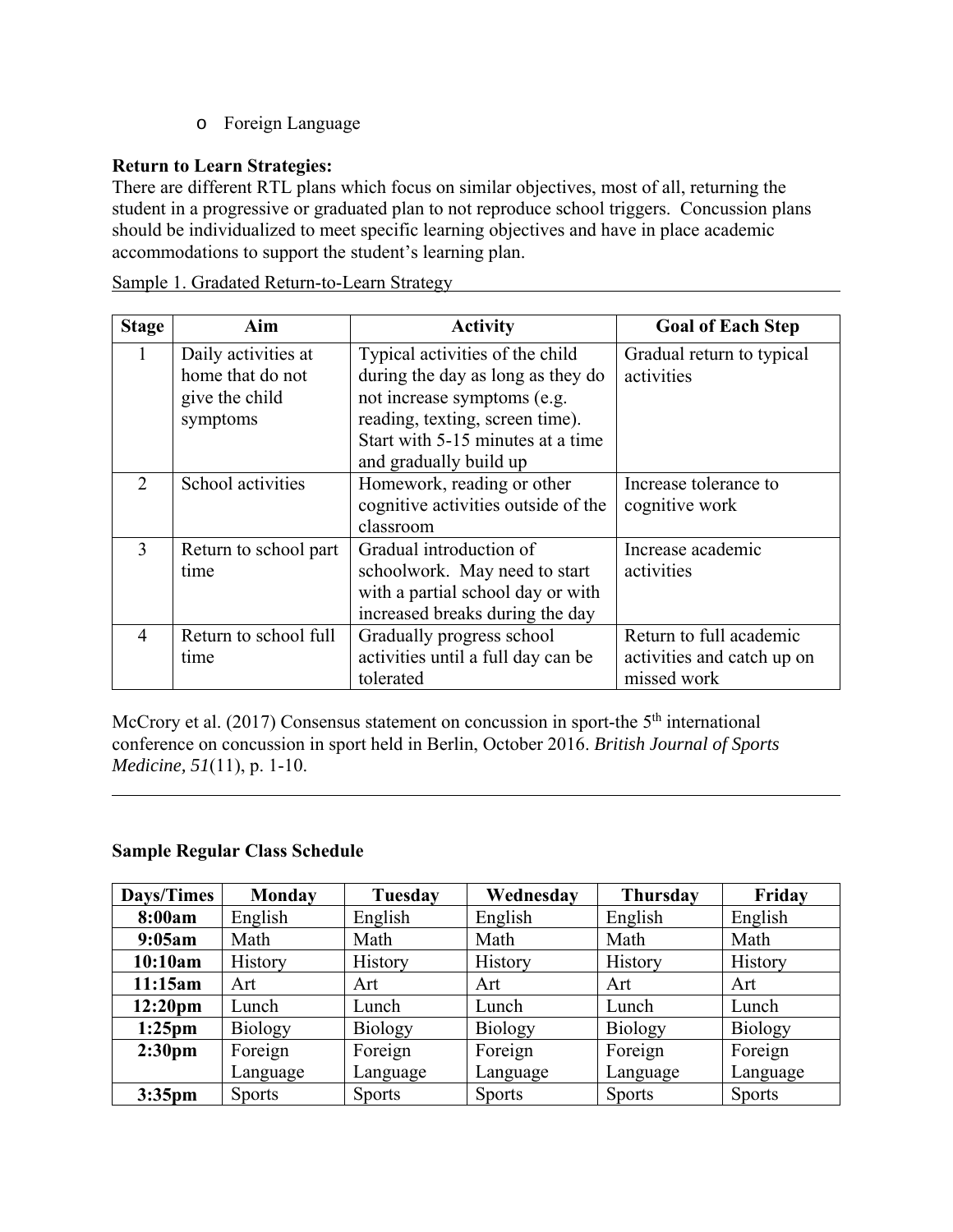- Foreign Language

**Return to Learn Strategies:**
There are different RTL plans which focus on similar objectives, most of all, returning the student in a progressive or graduated plan to not reproduce school triggers. Concussion plans should be individualized to meet specific learning objectives and have in place academic accommodations to support the student's learning plan.

Sample 1. Gradated Return-to-Learn Strategy

| Stage | Aim | Activity | Goal of Each Step |
|---|---|---|---|
| 1 | Daily activities at home that do not give the child symptoms | Typical activities of the child during the day as long as they do not increase symptoms (e.g. reading, texting, screen time). Start with 5-15 minutes at a time and gradually build up | Gradual return to typical activities |
| 2 | School activities | Homework, reading or other cognitive activities outside of the classroom | Increase tolerance to cognitive work |
| 3 | Return to school part time | Gradual introduction of schoolwork. May need to start with a partial school day or with increased breaks during the day | Increase academic activities |
| 4 | Return to school full time | Gradually progress school activities until a full day can be tolerated | Return to full academic activities and catch up on missed work |

McCrory et al. (2017) Consensus statement on concussion in sport-the 5th international conference on concussion in sport held in Berlin, October 2016. *British Journal of Sports Medicine, 51*(11), p. 1-10.

---

**Sample Regular Class Schedule**

| Days/Times | Monday | Tuesday | Wednesday | Thursday | Friday |
|---|---|---|---|---|---|
| **8:00am** | English | English | English | English | English |
| **9:05am** | Math | Math | Math | Math | Math |
| **10:10am** | History | History | History | History | History |
| **11:15am** | Art | Art | Art | Art | Art |
| **12:20pm** | Lunch | Lunch | Lunch | Lunch | Lunch |
| **1:25pm** | Biology | Biology | Biology | Biology | Biology |
| **2:30pm** | Foreign Language | Foreign Language | Foreign Language | Foreign Language | Foreign Language |
| **3:35pm** | Sports | Sports | Sports | Sports | Sports |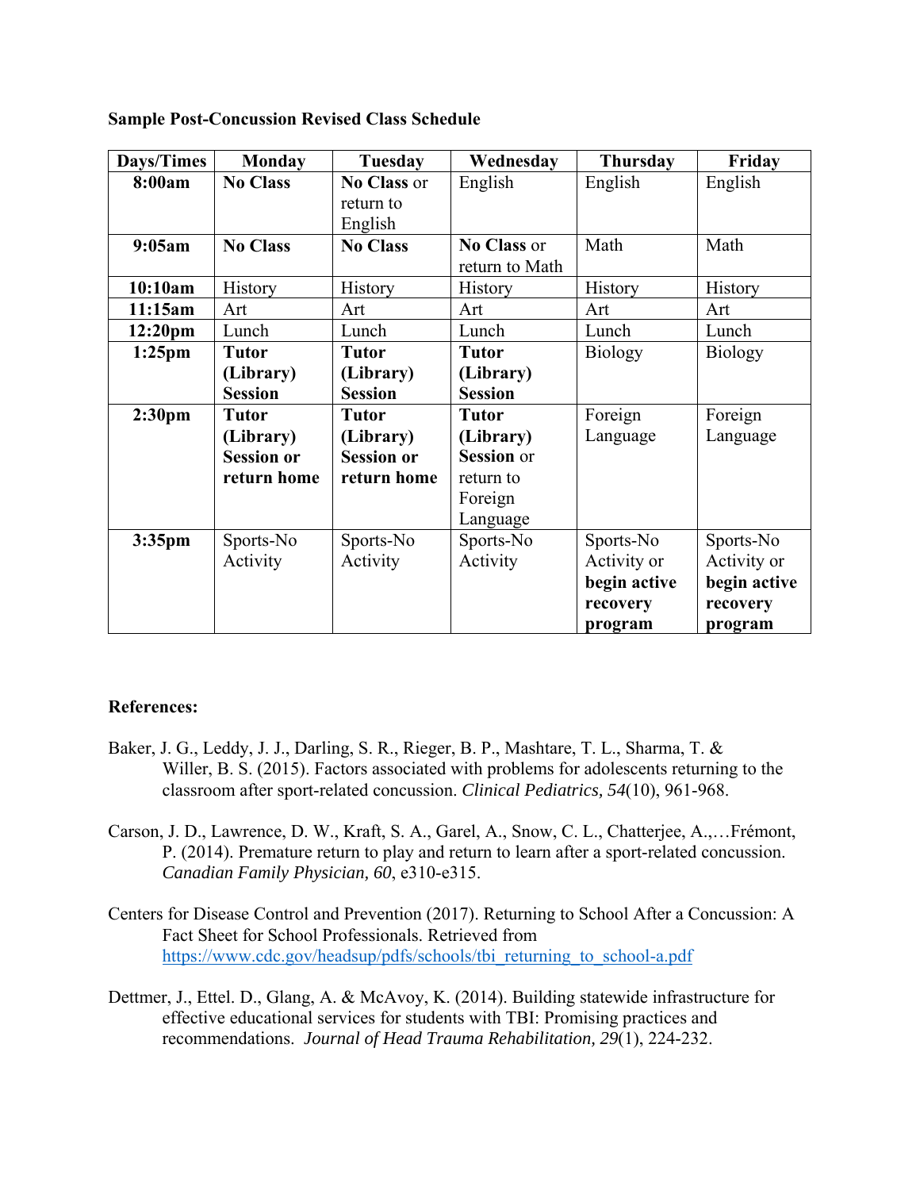**Sample Post-Concussion Revised Class Schedule**

| Days/Times | Monday | Tuesday | Wednesday | Thursday | Friday |
|---|---|---|---|---|---|
| **8:00am** | **No Class** | **No Class** or return to English | English | English | English |
| **9:05am** | **No Class** | **No Class** | **No Class** or return to Math | Math | Math |
| **10:10am** | History | History | History | History | History |
| **11:15am** | Art | Art | Art | Art | Art |
| **12:20pm** | Lunch | Lunch | Lunch | Lunch | Lunch |
| **1:25pm** | **Tutor (Library) Session** | **Tutor (Library) Session** | **Tutor (Library) Session** | Biology | Biology |
| **2:30pm** | **Tutor (Library) Session or return home** | **Tutor (Library) Session or return home** | **Tutor (Library) Session** or return to Foreign Language | Foreign Language | Foreign Language |
| **3:35pm** | Sports-No Activity | Sports-No Activity | Sports-No Activity | Sports-No Activity or **begin active recovery program** | Sports-No Activity or **begin active recovery program** |

**References:**

Baker, J. G., Leddy, J. J., Darling, S. R., Rieger, B. P., Mashtare, T. L., Sharma, T. & Willer, B. S. (2015). Factors associated with problems for adolescents returning to the classroom after sport-related concussion. *Clinical Pediatrics, 54*(10), 961-968.

Carson, J. D., Lawrence, D. W., Kraft, S. A., Garel, A., Snow, C. L., Chatterjee, A.,…Frémont, P. (2014). Premature return to play and return to learn after a sport-related concussion. *Canadian Family Physician, 60*, e310-e315.

Centers for Disease Control and Prevention (2017). Returning to School After a Concussion: A Fact Sheet for School Professionals. Retrieved from https://www.cdc.gov/headsup/pdfs/schools/tbi_returning_to_school-a.pdf

Dettmer, J., Ettel. D., Glang, A. & McAvoy, K. (2014). Building statewide infrastructure for effective educational services for students with TBI: Promising practices and recommendations. *Journal of Head Trauma Rehabilitation, 29*(1), 224-232.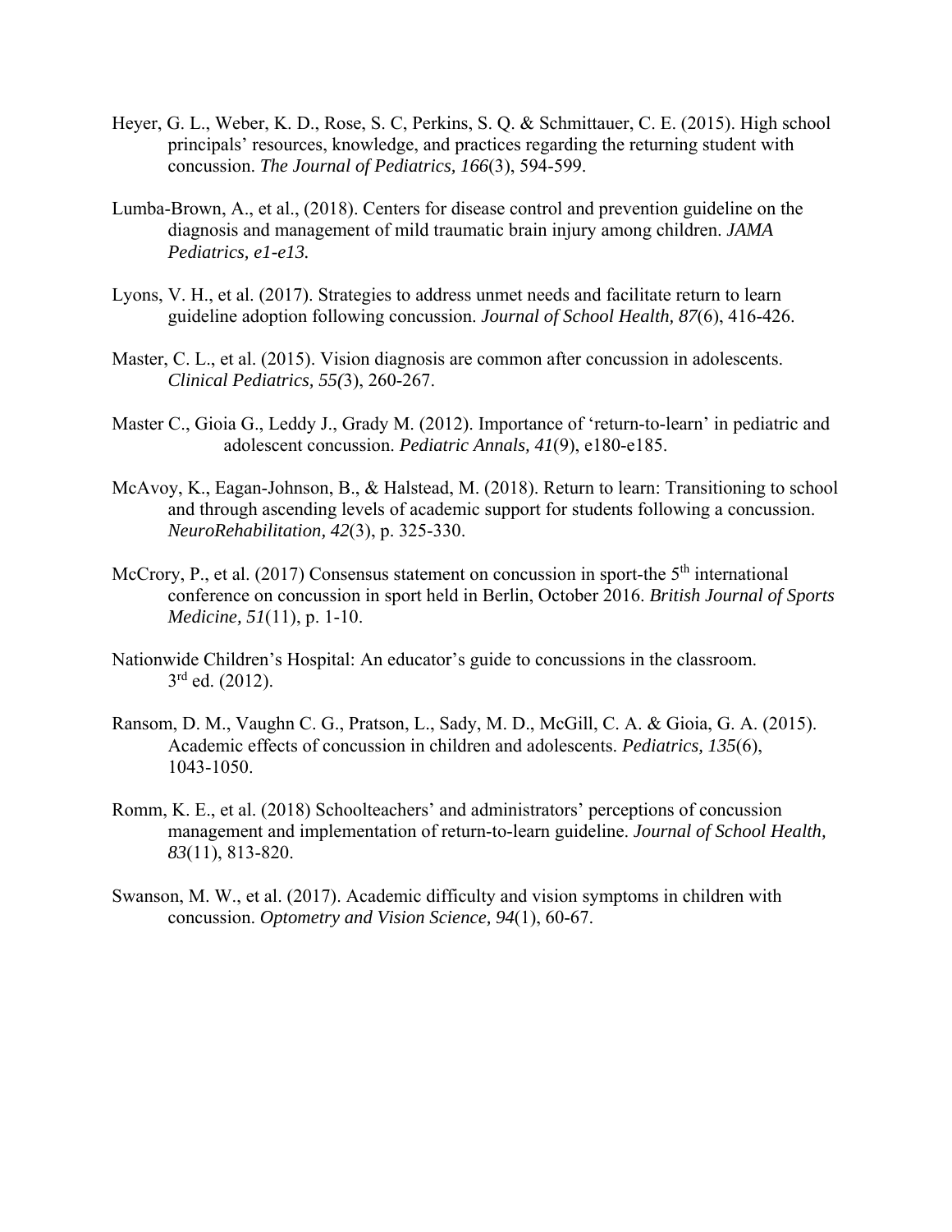Heyer, G. L., Weber, K. D., Rose, S. C, Perkins, S. Q. & Schmittauer, C. E. (2015). High school principals' resources, knowledge, and practices regarding the returning student with concussion. *The Journal of Pediatrics, 166*(3), 594-599.

Lumba-Brown, A., et al., (2018). Centers for disease control and prevention guideline on the diagnosis and management of mild traumatic brain injury among children. *JAMA Pediatrics, e1-e13.*

Lyons, V. H., et al. (2017). Strategies to address unmet needs and facilitate return to learn guideline adoption following concussion. *Journal of School Health, 87*(6), 416-426.

Master, C. L., et al. (2015). Vision diagnosis are common after concussion in adolescents. *Clinical Pediatrics, 55(*3), 260-267.

Master C., Gioia G., Leddy J., Grady M. (2012). Importance of 'return-to-learn' in pediatric and adolescent concussion. *Pediatric Annals, 41*(9), e180-e185.

McAvoy, K., Eagan-Johnson, B., & Halstead, M. (2018). Return to learn: Transitioning to school and through ascending levels of academic support for students following a concussion. *NeuroRehabilitation, 42*(3), p. 325-330.

McCrory, P., et al. (2017) Consensus statement on concussion in sport-the 5th international conference on concussion in sport held in Berlin, October 2016. *British Journal of Sports Medicine, 51*(11), p. 1-10.

Nationwide Children's Hospital: An educator's guide to concussions in the classroom. 3rd ed. (2012).

Ransom, D. M., Vaughn C. G., Pratson, L., Sady, M. D., McGill, C. A. & Gioia, G. A. (2015). Academic effects of concussion in children and adolescents. *Pediatrics, 135*(6), 1043-1050.

Romm, K. E., et al. (2018) Schoolteachers' and administrators' perceptions of concussion management and implementation of return-to-learn guideline. *Journal of School Health, 83*(11), 813-820.

Swanson, M. W., et al. (2017). Academic difficulty and vision symptoms in children with concussion. *Optometry and Vision Science, 94*(1), 60-67.